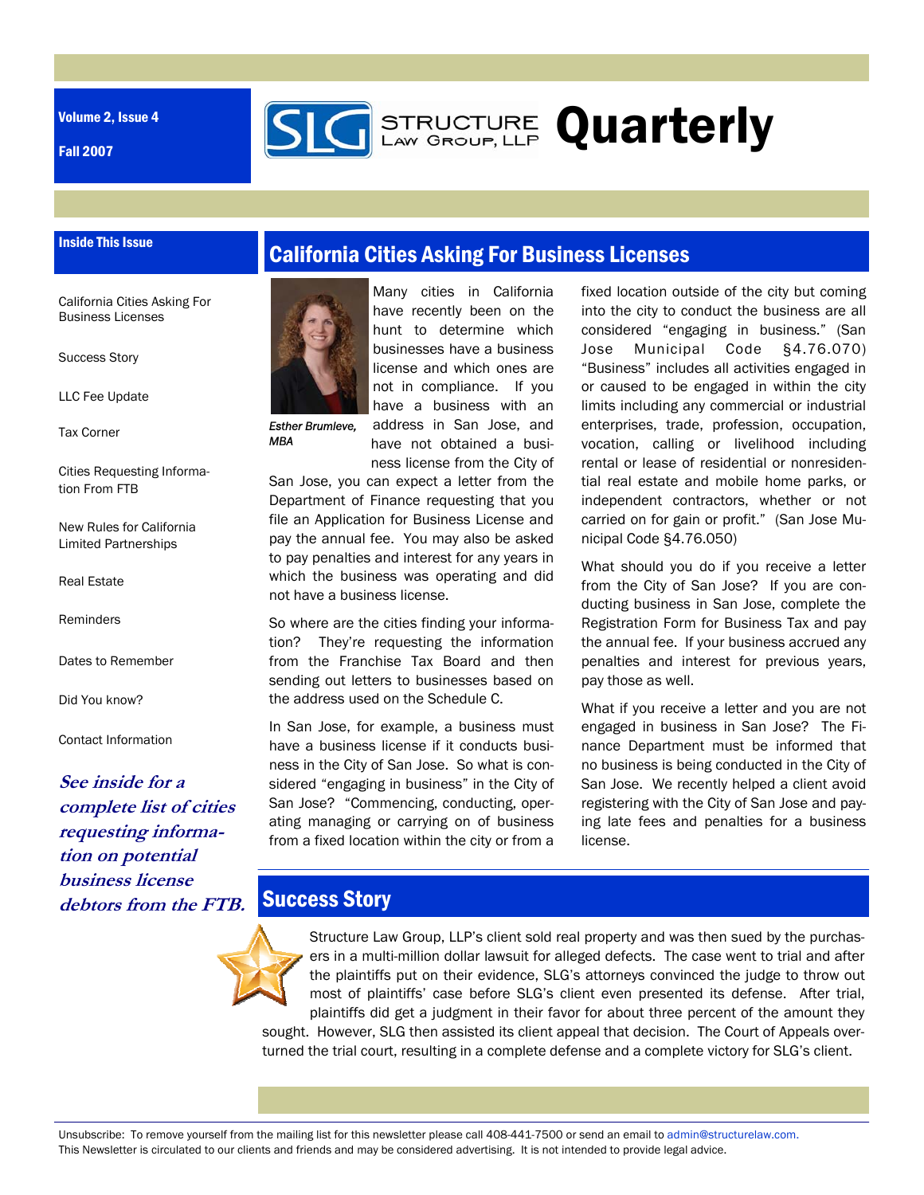Volume 2, Issue 4

Fall 2007

# STRUCTURE LAW GROUP, LLP Quarterly

**Inside This Issue**

- California Cities Asking For Business Licenses
- Success Story
- LLC Fee Update
- Tax Corner
- Cities Requesting Information From FTB
- New Rules for California Limited Partnerships
- Real Estate
- Reminders
- Dates to Remember
- Did You know?
- Contact Information

***See inside for a complete list of cities requesting information on potential business license debtors from the FTB.***

## California Cities Asking For Business Licenses

*Esther Brumleve, MBA*

Many cities in California have recently been on the hunt to determine which businesses have a business license and which ones are not in compliance. If you have a business with an address in San Jose, and have not obtained a business license from the City of San Jose, you can expect a letter from the Department of Finance requesting that you file an Application for Business License and pay the annual fee. You may also be asked to pay penalties and interest for any years in which the business was operating and did not have a business license.

So where are the cities finding your information? They're requesting the information from the Franchise Tax Board and then sending out letters to businesses based on the address used on the Schedule C.

In San Jose, for example, a business must have a business license if it conducts business in the City of San Jose. So what is considered "engaging in business" in the City of San Jose? "Commencing, conducting, operating managing or carrying on of business from a fixed location within the city or from a fixed location outside of the city but coming into the city to conduct the business are all considered "engaging in business." (San Jose Municipal Code §4.76.070) "Business" includes all activities engaged in or caused to be engaged in within the city limits including any commercial or industrial enterprises, trade, profession, occupation, vocation, calling or livelihood including rental or lease of residential or nonresidential real estate and mobile home parks, or independent contractors, whether or not carried on for gain or profit." (San Jose Municipal Code §4.76.050)

What should you do if you receive a letter from the City of San Jose? If you are conducting business in San Jose, complete the Registration Form for Business Tax and pay the annual fee. If your business accrued any penalties and interest for previous years, pay those as well.

What if you receive a letter and you are not engaged in business in San Jose? The Finance Department must be informed that no business is being conducted in the City of San Jose. We recently helped a client avoid registering with the City of San Jose and paying late fees and penalties for a business license.

## Success Story

Structure Law Group, LLP's client sold real property and was then sued by the purchasers in a multi-million dollar lawsuit for alleged defects. The case went to trial and after the plaintiffs put on their evidence, SLG's attorneys convinced the judge to throw out most of plaintiffs' case before SLG's client even presented its defense. After trial, plaintiffs did get a judgment in their favor for about three percent of the amount they sought. However, SLG then assisted its client appeal that decision. The Court of Appeals overturned the trial court, resulting in a complete defense and a complete victory for SLG's client.

Unsubscribe: To remove yourself from the mailing list for this newsletter please call 408-441-7500 or send an email to admin@structurelaw.com.
This Newsletter is circulated to our clients and friends and may be considered advertising. It is not intended to provide legal advice.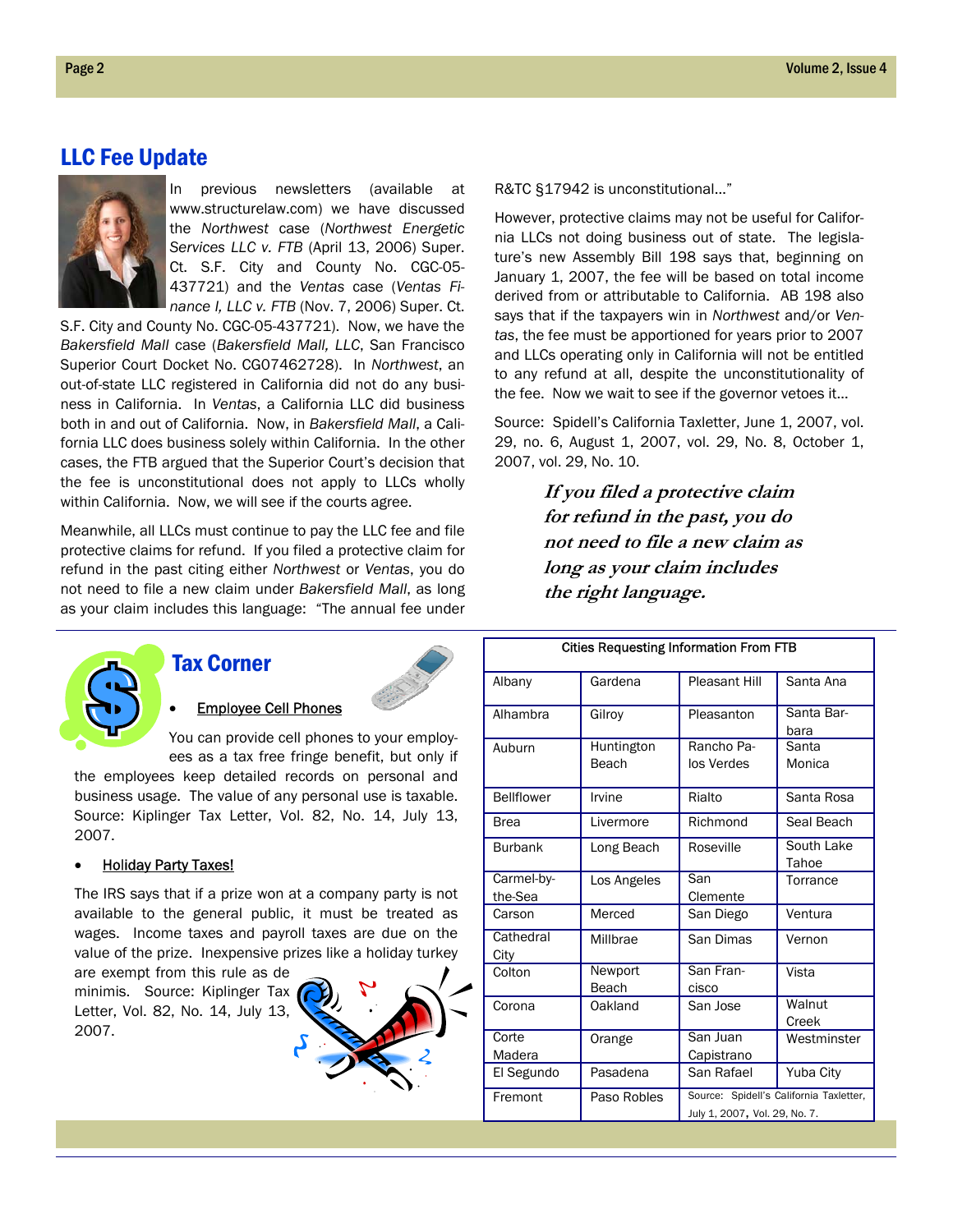## LLC Fee Update

In previous newsletters (available at www.structurelaw.com) we have discussed the *Northwest* case (*Northwest Energetic Services LLC v. FTB* (April 13, 2006) Super. Ct. S.F. City and County No. CGC-05-437721) and the *Ventas* case (*Ventas Finance I, LLC v. FTB* (Nov. 7, 2006) Super. Ct. S.F. City and County No. CGC-05-437721). Now, we have the *Bakersfield Mall* case (*Bakersfield Mall, LLC*, San Francisco Superior Court Docket No. CG07462728). In *Northwest*, an out-of-state LLC registered in California did not do any business in California. In *Ventas*, a California LLC did business both in and out of California. Now, in *Bakersfield Mall*, a California LLC does business solely within California. In the other cases, the FTB argued that the Superior Court's decision that the fee is unconstitutional does not apply to LLCs wholly within California. Now, we will see if the courts agree.

Meanwhile, all LLCs must continue to pay the LLC fee and file protective claims for refund. If you filed a protective claim for refund in the past citing either *Northwest* or *Ventas*, you do not need to file a new claim under *Bakersfield Mall*, as long as your claim includes this language: "The annual fee under R&TC §17942 is unconstitutional…"

However, protective claims may not be useful for California LLCs not doing business out of state. The legislature's new Assembly Bill 198 says that, beginning on January 1, 2007, the fee will be based on total income derived from or attributable to California. AB 198 also says that if the taxpayers win in *Northwest* and/or *Ventas*, the fee must be apportioned for years prior to 2007 and LLCs operating only in California will not be entitled to any refund at all, despite the unconstitutionality of the fee. Now we wait to see if the governor vetoes it…

Source: Spidell's California Taxletter, June 1, 2007, vol. 29, no. 6, August 1, 2007, vol. 29, No. 8, October 1, 2007, vol. 29, No. 10.

> ***If you filed a protective claim for refund in the past, you do not need to file a new claim as long as your claim includes the right language.***

## Tax Corner

- Employee Cell Phones

You can provide cell phones to your employees as a tax free fringe benefit, but only if the employees keep detailed records on personal and business usage. The value of any personal use is taxable. Source: Kiplinger Tax Letter, Vol. 82, No. 14, July 13, 2007.

- Holiday Party Taxes!

The IRS says that if a prize won at a company party is not available to the general public, it must be treated as wages. Income taxes and payroll taxes are due on the value of the prize. Inexpensive prizes like a holiday turkey are exempt from this rule as de minimis. Source: Kiplinger Tax Letter, Vol. 82, No. 14, July 13, 2007.

| Cities Requesting Information From FTB | | | |
|---|---|---|---|
| Albany | Gardena | Pleasant Hill | Santa Ana |
| Alhambra | Gilroy | Pleasanton | Santa Barbara |
| Auburn | Huntington Beach | Rancho Palos Verdes | Santa Monica |
| Bellflower | Irvine | Rialto | Santa Rosa |
| Brea | Livermore | Richmond | Seal Beach |
| Burbank | Long Beach | Roseville | South Lake Tahoe |
| Carmel-by-the-Sea | Los Angeles | San Clemente | Torrance |
| Carson | Merced | San Diego | Ventura |
| Cathedral City | Millbrae | San Dimas | Vernon |
| Colton | Newport Beach | San Francisco | Vista |
| Corona | Oakland | San Jose | Walnut Creek |
| Corte Madera | Orange | San Juan Capistrano | Westminster |
| El Segundo | Pasadena | San Rafael | Yuba City |
| Fremont | Paso Robles | Source: Spidell's California Taxletter, July 1, 2007, Vol. 29, No. 7. | |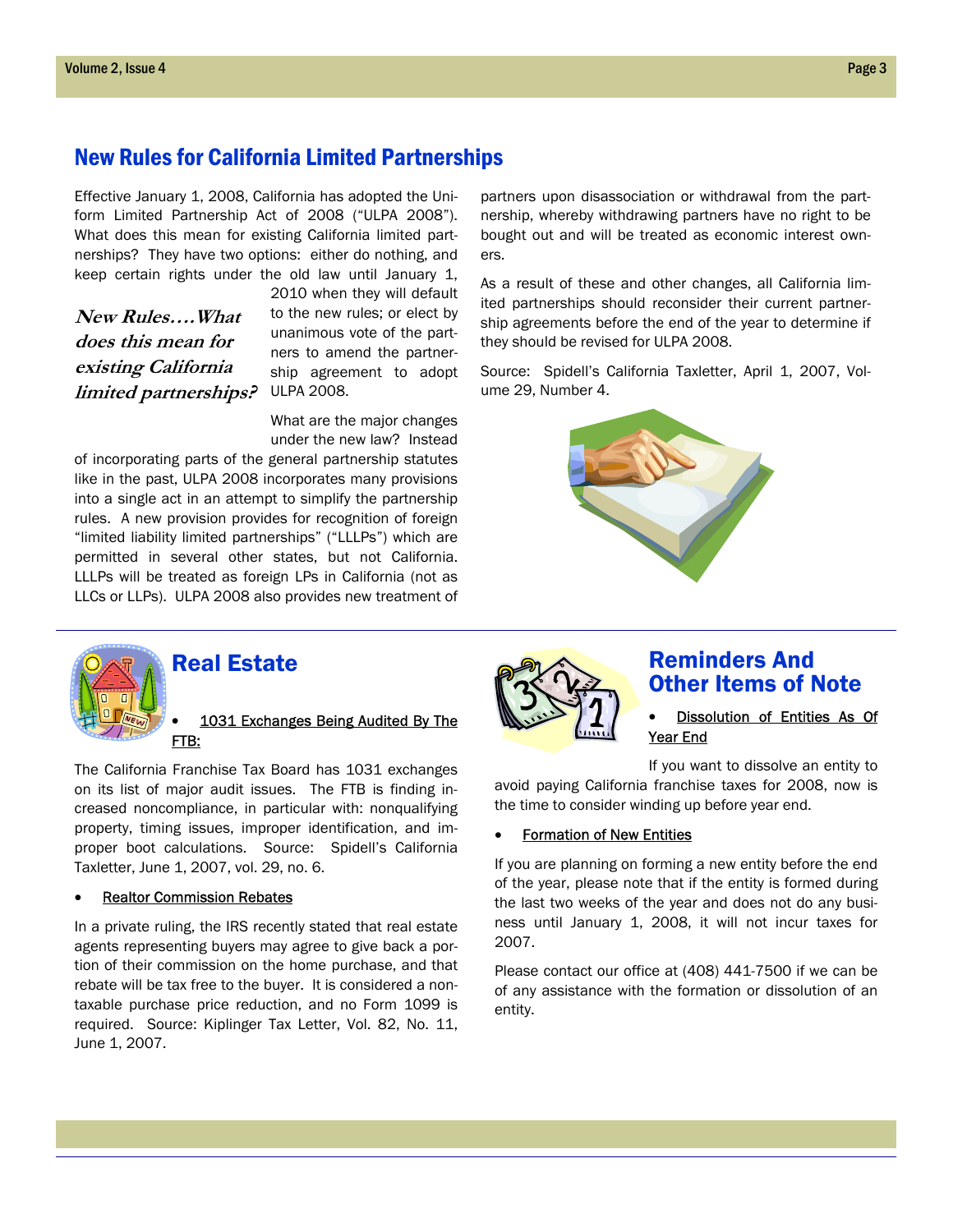## New Rules for California Limited Partnerships

Effective January 1, 2008, California has adopted the Uniform Limited Partnership Act of 2008 ("ULPA 2008"). What does this mean for existing California limited partnerships? They have two options: either do nothing, and keep certain rights under the old law until January 1, 2010 when they will default to the new rules; or elect by unanimous vote of the partners to amend the partnership agreement to adopt ULPA 2008.

*New Rules….What does this mean for existing California limited partnerships?*

What are the major changes under the new law? Instead of incorporating parts of the general partnership statutes like in the past, ULPA 2008 incorporates many provisions into a single act in an attempt to simplify the partnership rules. A new provision provides for recognition of foreign "limited liability limited partnerships" ("LLLPs") which are permitted in several other states, but not California. LLLPs will be treated as foreign LPs in California (not as LLCs or LLPs). ULPA 2008 also provides new treatment of partners upon disassociation or withdrawal from the partnership, whereby withdrawing partners have no right to be bought out and will be treated as economic interest owners.

As a result of these and other changes, all California limited partnerships should reconsider their current partnership agreements before the end of the year to determine if they should be revised for ULPA 2008.

Source: Spidell's California Taxletter, April 1, 2007, Volume 29, Number 4.

## Real Estate

- 1031 Exchanges Being Audited By The FTB:

The California Franchise Tax Board has 1031 exchanges on its list of major audit issues. The FTB is finding increased noncompliance, in particular with: nonqualifying property, timing issues, improper identification, and improper boot calculations. Source: Spidell's California Taxletter, June 1, 2007, vol. 29, no. 6.

- Realtor Commission Rebates

In a private ruling, the IRS recently stated that real estate agents representing buyers may agree to give back a portion of their commission on the home purchase, and that rebate will be tax free to the buyer. It is considered a nontaxable purchase price reduction, and no Form 1099 is required. Source: Kiplinger Tax Letter, Vol. 82, No. 11, June 1, 2007.

## Reminders And Other Items of Note

- Dissolution of Entities As Of Year End

If you want to dissolve an entity to avoid paying California franchise taxes for 2008, now is the time to consider winding up before year end.

- Formation of New Entities

If you are planning on forming a new entity before the end of the year, please note that if the entity is formed during the last two weeks of the year and does not do any business until January 1, 2008, it will not incur taxes for 2007.

Please contact our office at (408) 441-7500 if we can be of any assistance with the formation or dissolution of an entity.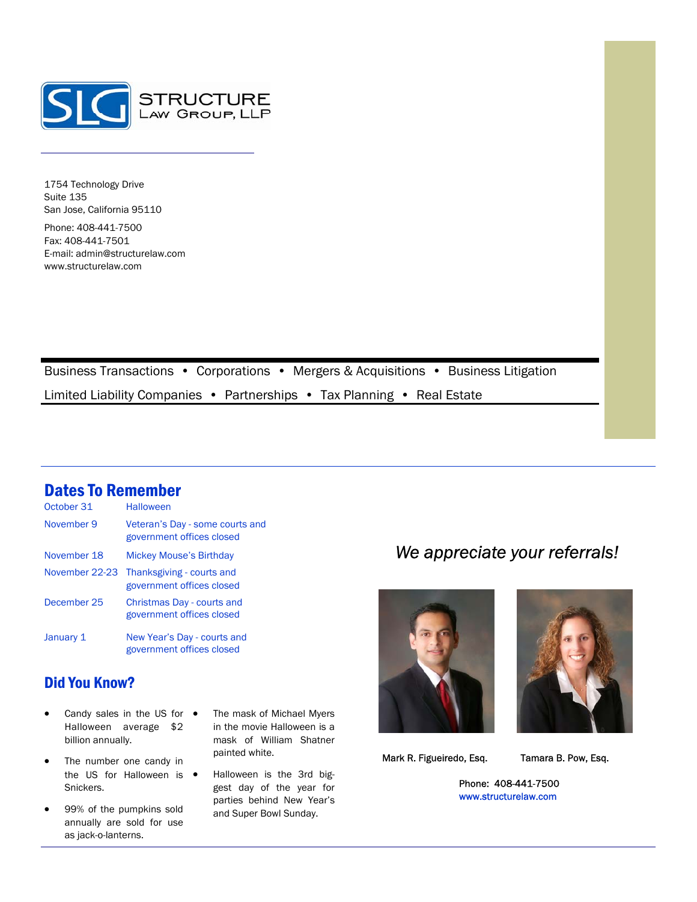STRUCTURE LAW GROUP, LLP

1754 Technology Drive
Suite 135
San Jose, California 95110

Phone: 408-441-7500
Fax: 408-441-7501
E-mail: admin@structurelaw.com
www.structurelaw.com

Business Transactions • Corporations • Mergers & Acquisitions • Business Litigation

Limited Liability Companies • Partnerships • Tax Planning • Real Estate

## Dates To Remember

| | |
|---|---|
| October 31 | Halloween |
| November 9 | Veteran's Day - some courts and government offices closed |
| November 18 | Mickey Mouse's Birthday |
| November 22-23 | Thanksgiving - courts and government offices closed |
| December 25 | Christmas Day - courts and government offices closed |
| January 1 | New Year's Day - courts and government offices closed |

## Did You Know?

- Candy sales in the US for Halloween average $2 billion annually.
- The number one candy in the US for Halloween is Snickers.
- 99% of the pumpkins sold annually are sold for use as jack-o-lanterns.
- The mask of Michael Myers in the movie Halloween is a mask of William Shatner painted white.
- Halloween is the 3rd biggest day of the year for parties behind New Year's and Super Bowl Sunday.

*We appreciate your referrals!*

Mark R. Figueiredo, Esq.

Tamara B. Pow, Esq.

Phone: 408-441-7500
www.structurelaw.com